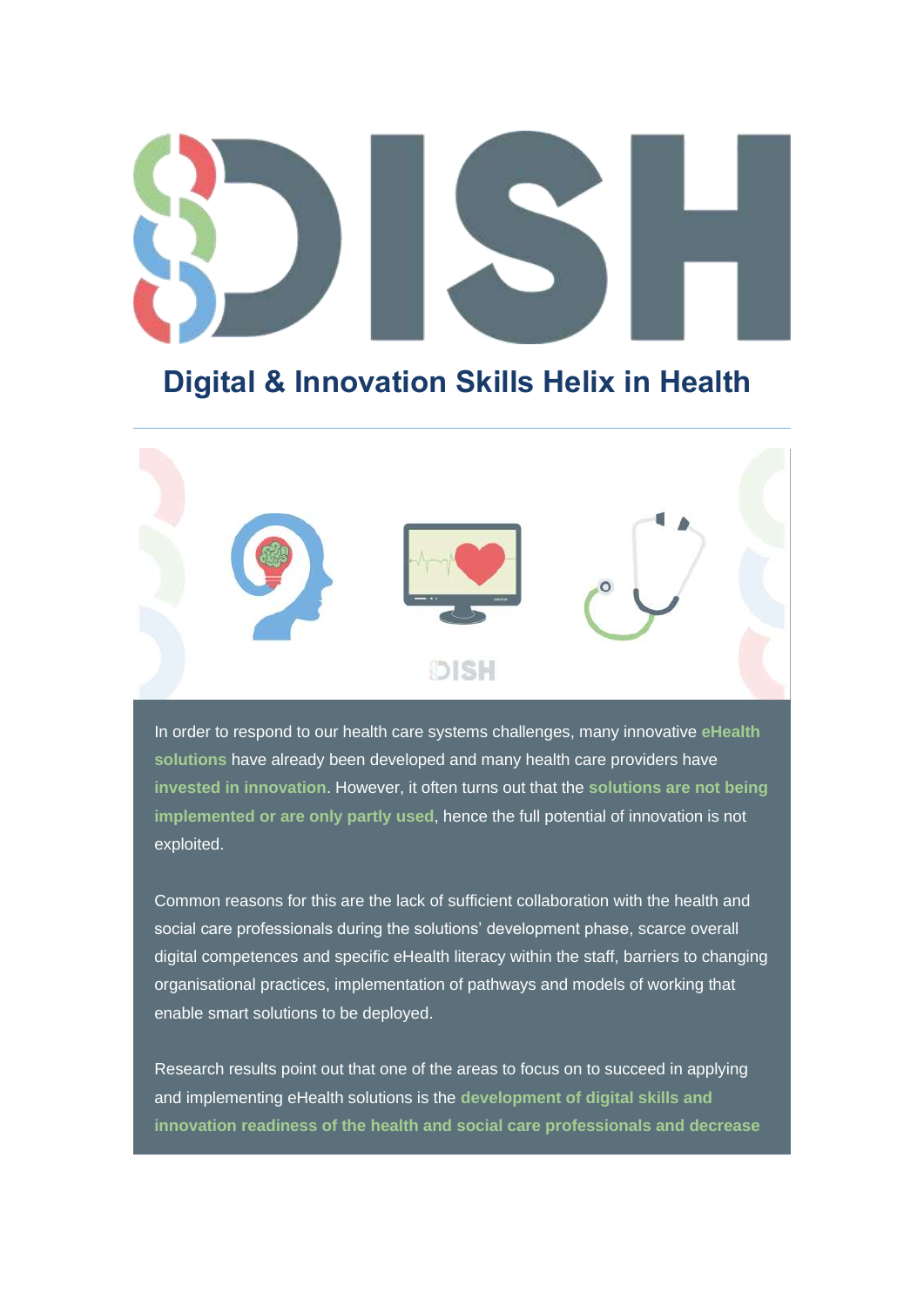# DISH

## Digital & Innovation Skills Helix in Health

---

In order to respond to our health care systems challenges, many innovative **eHealth solutions** have already been developed and many health care providers have **invested in innovation**. However, it often turns out that the **solutions are not being implemented or are only partly used**, hence the full potential of innovation is not exploited.

Common reasons for this are the lack of sufficient collaboration with the health and social care professionals during the solutions' development phase, scarce overall digital competences and specific eHealth literacy within the staff, barriers to changing organisational practices, implementation of pathways and models of working that enable smart solutions to be deployed.

Research results point out that one of the areas to focus on to succeed in applying and implementing eHealth solutions is the **development of digital skills and innovation readiness of the health and social care professionals and decrease**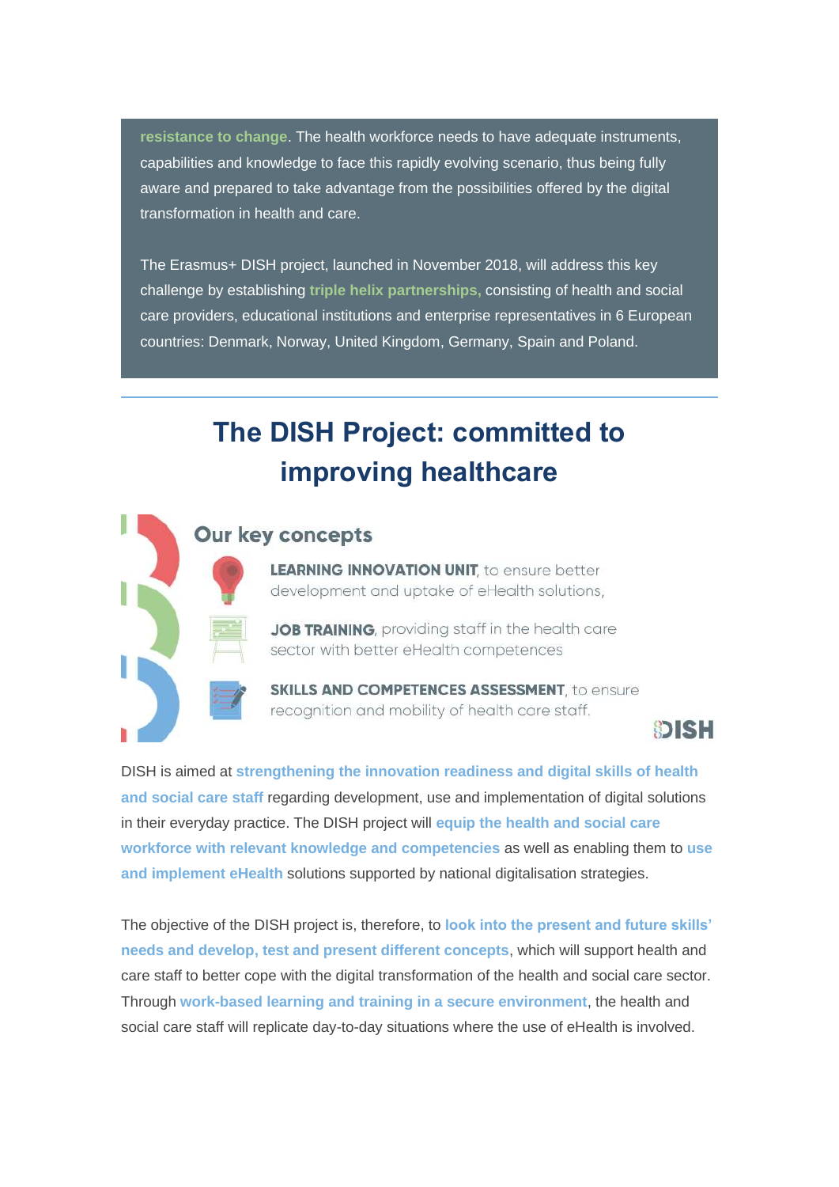**resistance to change**. The health workforce needs to have adequate instruments, capabilities and knowledge to face this rapidly evolving scenario, thus being fully aware and prepared to take advantage from the possibilities offered by the digital transformation in health and care.

The Erasmus+ DISH project, launched in November 2018, will address this key challenge by establishing **triple helix partnerships,** consisting of health and social care providers, educational institutions and enterprise representatives in 6 European countries: Denmark, Norway, United Kingdom, Germany, Spain and Poland.

# The DISH Project: committed to improving healthcare

## Our key concepts

**LEARNING INNOVATION UNIT**, to ensure better development and uptake of eHealth solutions,

**JOB TRAINING**, providing staff in the health care sector with better eHealth competences

**SKILLS AND COMPETENCES ASSESSMENT**, to ensure recognition and mobility of health care staff.

DISH

DISH is aimed at **strengthening the innovation readiness and digital skills of health and social care staff** regarding development, use and implementation of digital solutions in their everyday practice. The DISH project will **equip the health and social care workforce with relevant knowledge and competencies** as well as enabling them to **use and implement eHealth** solutions supported by national digitalisation strategies.

The objective of the DISH project is, therefore, to **look into the present and future skills' needs and develop, test and present different concepts**, which will support health and care staff to better cope with the digital transformation of the health and social care sector. Through **work-based learning and training in a secure environment**, the health and social care staff will replicate day-to-day situations where the use of eHealth is involved.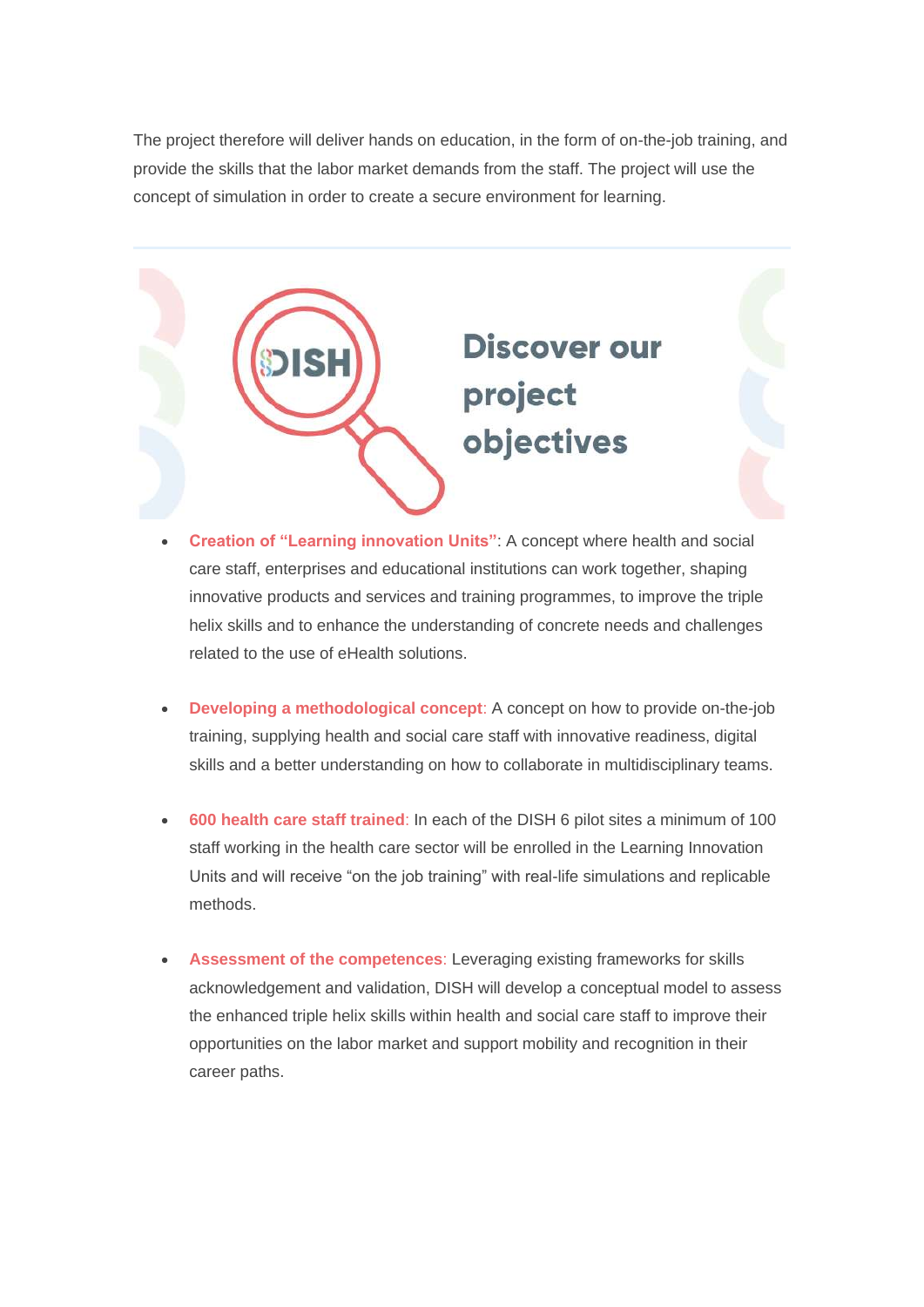The project therefore will deliver hands on education, in the form of on-the-job training, and provide the skills that the labor market demands from the staff. The project will use the concept of simulation in order to create a secure environment for learning.

---

## Discover our project objectives

- **Creation of "Learning innovation Units"**: A concept where health and social care staff, enterprises and educational institutions can work together, shaping innovative products and services and training programmes, to improve the triple helix skills and to enhance the understanding of concrete needs and challenges related to the use of eHealth solutions.

- **Developing a methodological concept**: A concept on how to provide on-the-job training, supplying health and social care staff with innovative readiness, digital skills and a better understanding on how to collaborate in multidisciplinary teams.

- **600 health care staff trained**: In each of the DISH 6 pilot sites a minimum of 100 staff working in the health care sector will be enrolled in the Learning Innovation Units and will receive "on the job training" with real-life simulations and replicable methods.

- **Assessment of the competences**: Leveraging existing frameworks for skills acknowledgement and validation, DISH will develop a conceptual model to assess the enhanced triple helix skills within health and social care staff to improve their opportunities on the labor market and support mobility and recognition in their career paths.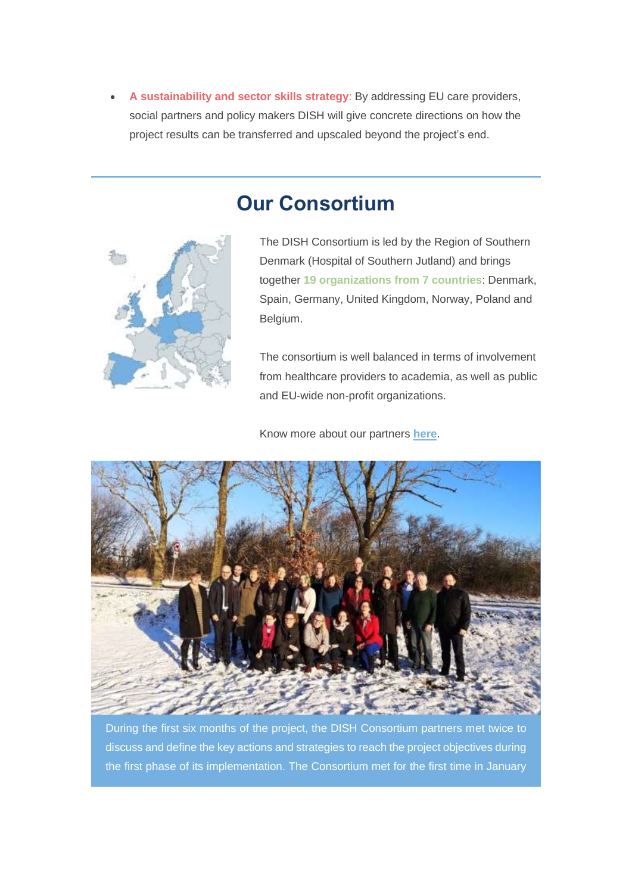- **A sustainability and sector skills strategy**: By addressing EU care providers, social partners and policy makers DISH will give concrete directions on how the project results can be transferred and upscaled beyond the project's end.

## Our Consortium

The DISH Consortium is led by the Region of Southern Denmark (Hospital of Southern Jutland) and brings together **19 organizations from 7 countries**: Denmark, Spain, Germany, United Kingdom, Norway, Poland and Belgium.

The consortium is well balanced in terms of involvement from healthcare providers to academia, as well as public and EU-wide non-profit organizations.

Know more about our partners **here**.

During the first six months of the project, the DISH Consortium partners met twice to discuss and define the key actions and strategies to reach the project objectives during the first phase of its implementation. The Consortium met for the first time in January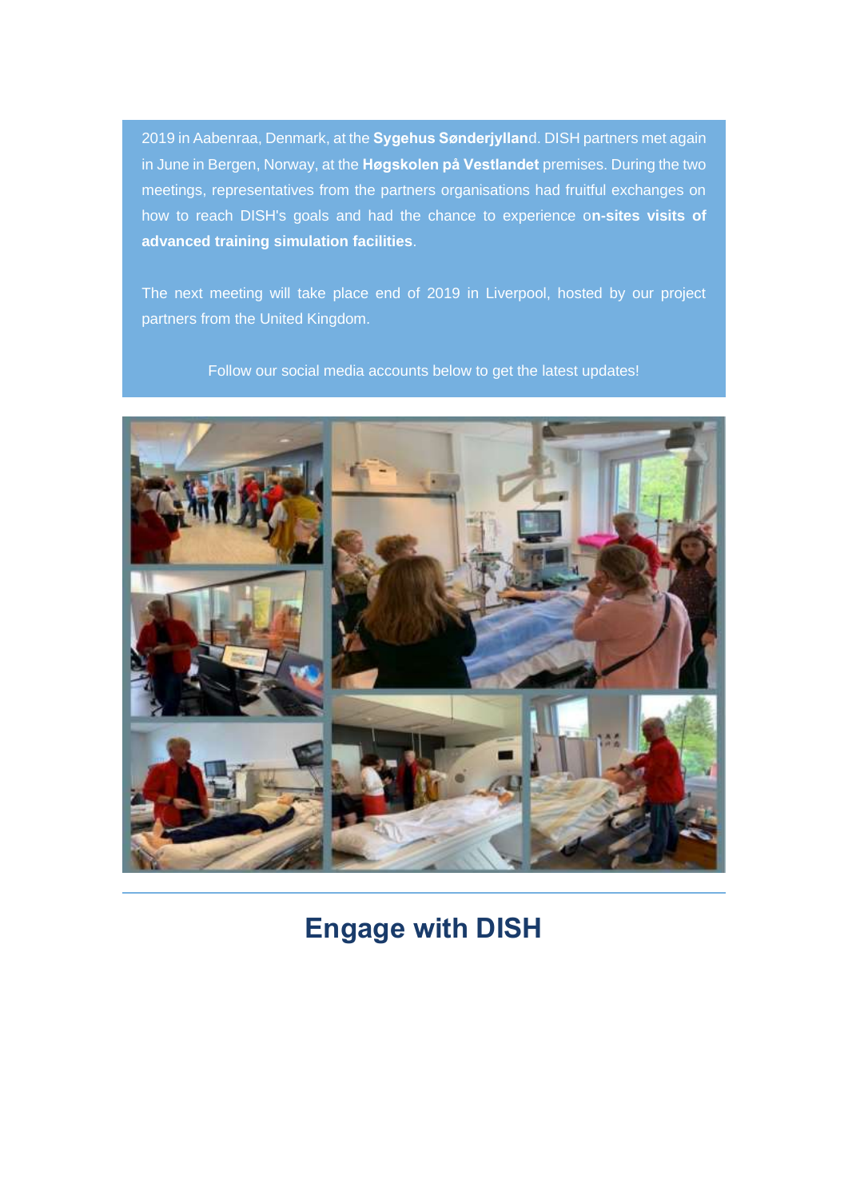2019 in Aabenraa, Denmark, at the **Sygehus Sønderjyllan**d. DISH partners met again in June in Bergen, Norway, at the **Høgskolen på Vestlandet** premises. During the two meetings, representatives from the partners organisations had fruitful exchanges on how to reach DISH's goals and had the chance to experience o**n-sites visits of advanced training simulation facilities**.

The next meeting will take place end of 2019 in Liverpool, hosted by our project partners from the United Kingdom.

Follow our social media accounts below to get the latest updates!

## Engage with DISH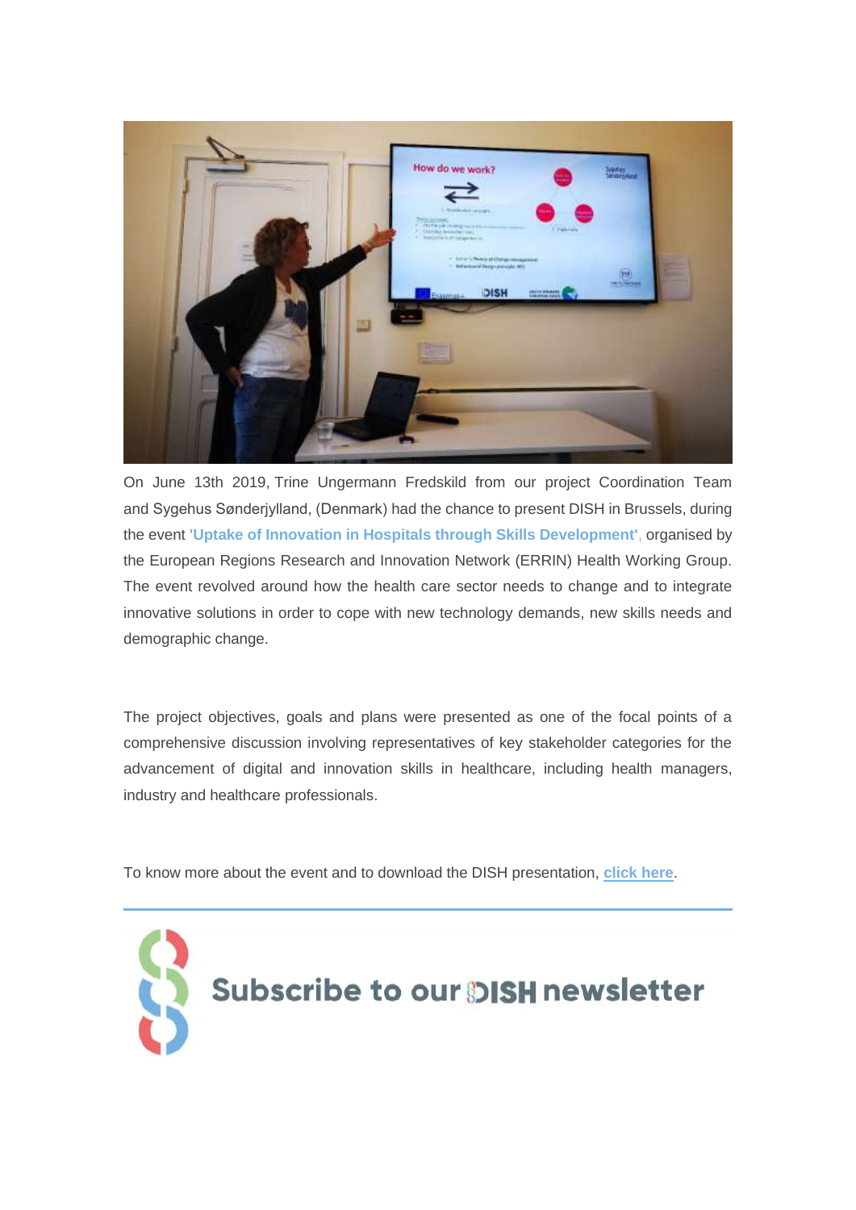On June 13th 2019, Trine Ungermann Fredskild from our project Coordination Team and Sygehus Sønderjylland, (Denmark) had the chance to present DISH in Brussels, during the event **'Uptake of Innovation in Hospitals through Skills Development'**, organised by the European Regions Research and Innovation Network (ERRIN) Health Working Group. The event revolved around how the health care sector needs to change and to integrate innovative solutions in order to cope with new technology demands, new skills needs and demographic change.

The project objectives, goals and plans were presented as one of the focal points of a comprehensive discussion involving representatives of key stakeholder categories for the advancement of digital and innovation skills in healthcare, including health managers, industry and healthcare professionals.

To know more about the event and to download the DISH presentation, **click here**.

---

**Subscribe to our DISH newsletter**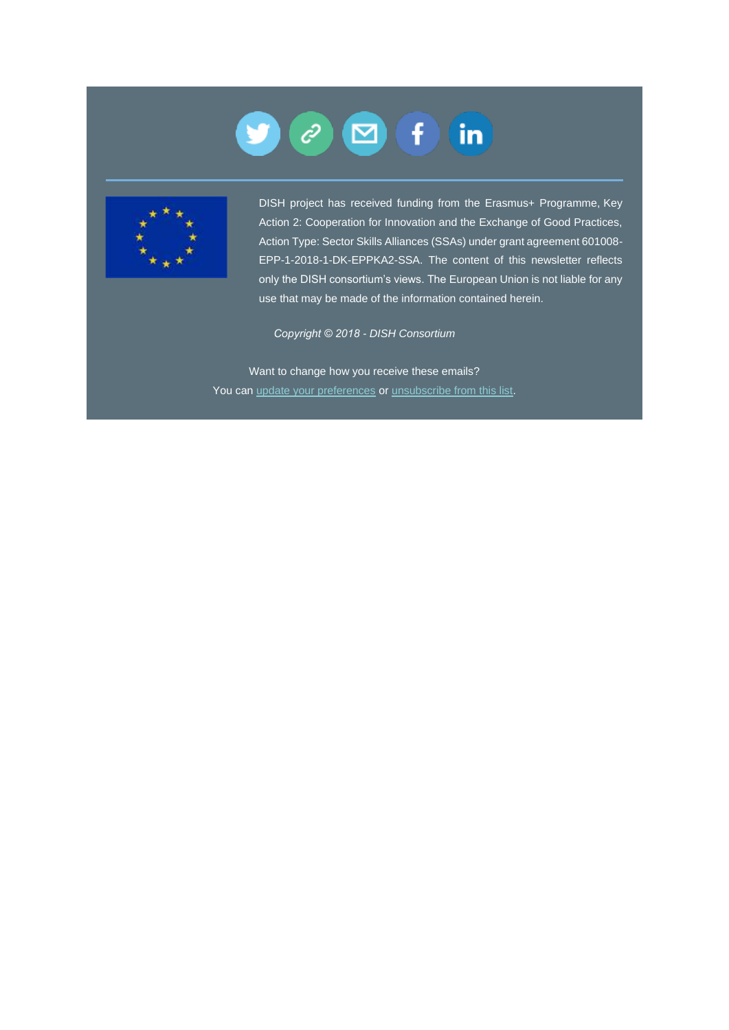DISH project has received funding from the Erasmus+ Programme, Key Action 2: Cooperation for Innovation and the Exchange of Good Practices, Action Type: Sector Skills Alliances (SSAs) under grant agreement 601008-EPP-1-2018-1-DK-EPPKA2-SSA. The content of this newsletter reflects only the DISH consortium's views. The European Union is not liable for any use that may be made of the information contained herein.

*Copyright © 2018 - DISH Consortium*

Want to change how you receive these emails?
You can update your preferences or unsubscribe from this list.